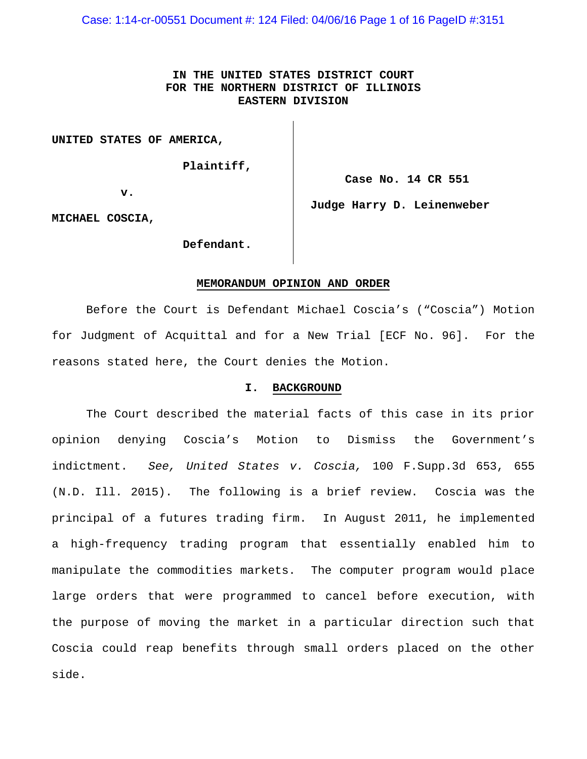**IN THE UNITED STATES DISTRICT COURT**
**FOR THE NORTHERN DISTRICT OF ILLINOIS**
**EASTERN DIVISION**

| | |
|---|---|
| **UNITED STATES OF AMERICA,** | |
| **Plaintiff,** | **Case No. 14 CR 551** |
| **v.** | **Judge Harry D. Leinenweber** |
| **MICHAEL COSCIA,** | |
| **Defendant.** | |

**MEMORANDUM OPINION AND ORDER**

Before the Court is Defendant Michael Coscia's ("Coscia") Motion for Judgment of Acquittal and for a New Trial [ECF No. 96]. For the reasons stated here, the Court denies the Motion.

## I. BACKGROUND

The Court described the material facts of this case in its prior opinion denying Coscia's Motion to Dismiss the Government's indictment. *See, United States v. Coscia,* 100 F.Supp.3d 653, 655 (N.D. Ill. 2015). The following is a brief review. Coscia was the principal of a futures trading firm. In August 2011, he implemented a high-frequency trading program that essentially enabled him to manipulate the commodities markets. The computer program would place large orders that were programmed to cancel before execution, with the purpose of moving the market in a particular direction such that Coscia could reap benefits through small orders placed on the other side.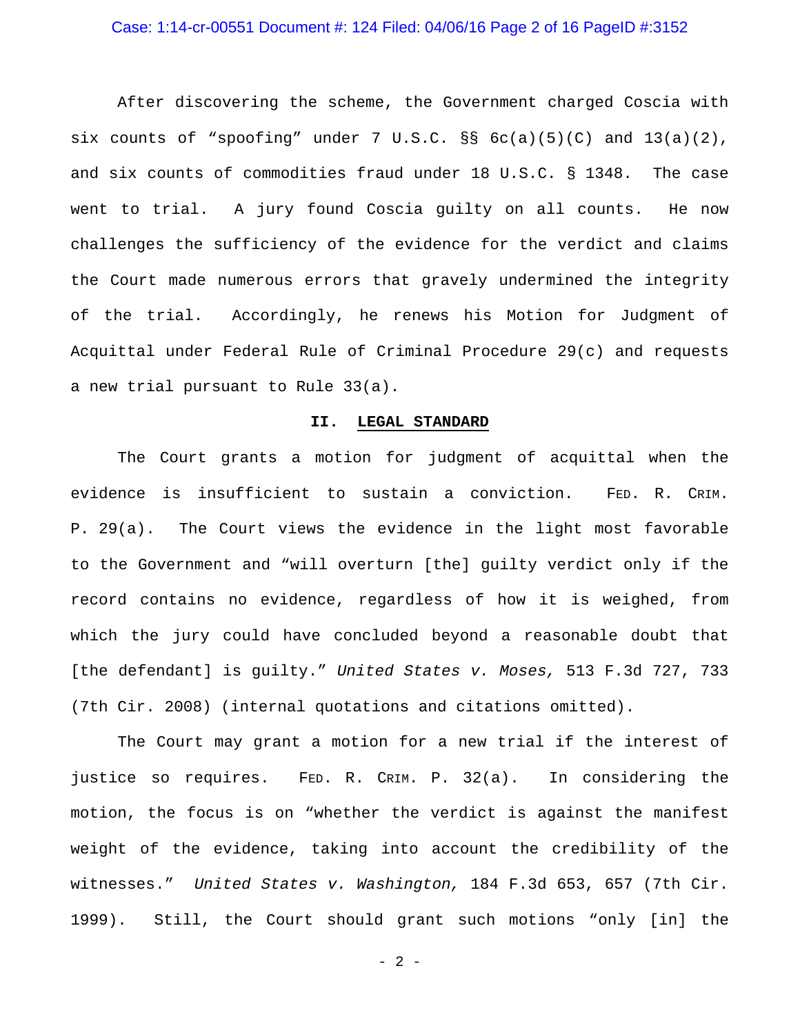After discovering the scheme, the Government charged Coscia with six counts of "spoofing" under 7 U.S.C. §§ 6c(a)(5)(C) and 13(a)(2), and six counts of commodities fraud under 18 U.S.C. § 1348. The case went to trial. A jury found Coscia guilty on all counts. He now challenges the sufficiency of the evidence for the verdict and claims the Court made numerous errors that gravely undermined the integrity of the trial. Accordingly, he renews his Motion for Judgment of Acquittal under Federal Rule of Criminal Procedure 29(c) and requests a new trial pursuant to Rule 33(a).

## II. LEGAL STANDARD

The Court grants a motion for judgment of acquittal when the evidence is insufficient to sustain a conviction. FED. R. CRIM. P. 29(a). The Court views the evidence in the light most favorable to the Government and "will overturn [the] guilty verdict only if the record contains no evidence, regardless of how it is weighed, from which the jury could have concluded beyond a reasonable doubt that [the defendant] is guilty." *United States v. Moses,* 513 F.3d 727, 733 (7th Cir. 2008) (internal quotations and citations omitted).

The Court may grant a motion for a new trial if the interest of justice so requires. FED. R. CRIM. P. 32(a). In considering the motion, the focus is on "whether the verdict is against the manifest weight of the evidence, taking into account the credibility of the witnesses." *United States v. Washington,* 184 F.3d 653, 657 (7th Cir. 1999). Still, the Court should grant such motions "only [in] the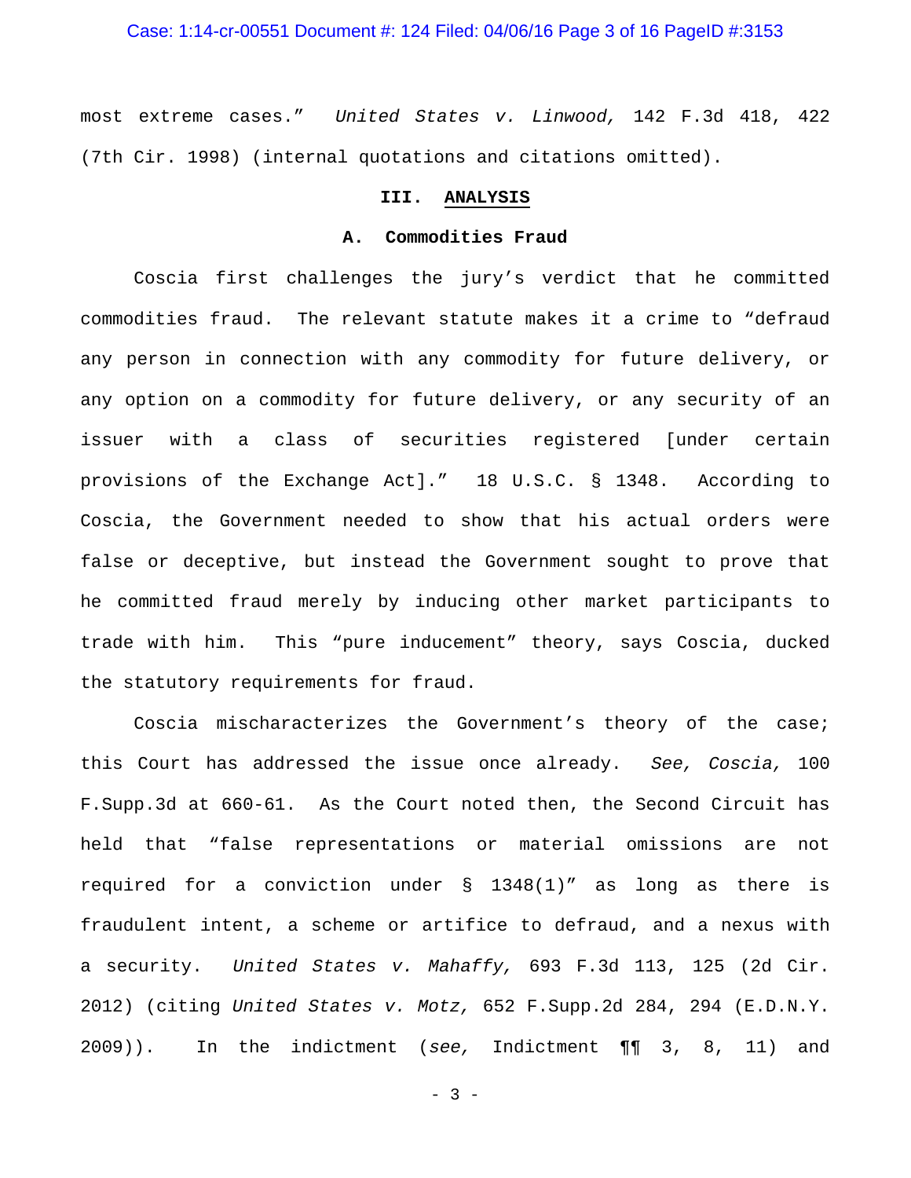most extreme cases." *United States v. Linwood,* 142 F.3d 418, 422 (7th Cir. 1998) (internal quotations and citations omitted).

## III. ANALYSIS

### A. Commodities Fraud

Coscia first challenges the jury's verdict that he committed commodities fraud. The relevant statute makes it a crime to "defraud any person in connection with any commodity for future delivery, or any option on a commodity for future delivery, or any security of an issuer with a class of securities registered [under certain provisions of the Exchange Act]." 18 U.S.C. § 1348. According to Coscia, the Government needed to show that his actual orders were false or deceptive, but instead the Government sought to prove that he committed fraud merely by inducing other market participants to trade with him. This "pure inducement" theory, says Coscia, ducked the statutory requirements for fraud.

Coscia mischaracterizes the Government's theory of the case; this Court has addressed the issue once already. *See, Coscia,* 100 F.Supp.3d at 660-61. As the Court noted then, the Second Circuit has held that "false representations or material omissions are not required for a conviction under § 1348(1)" as long as there is fraudulent intent, a scheme or artifice to defraud, and a nexus with a security. *United States v. Mahaffy,* 693 F.3d 113, 125 (2d Cir. 2012) (citing *United States v. Motz,* 652 F.Supp.2d 284, 294 (E.D.N.Y. 2009)). In the indictment (*see,* Indictment ¶¶ 3, 8, 11) and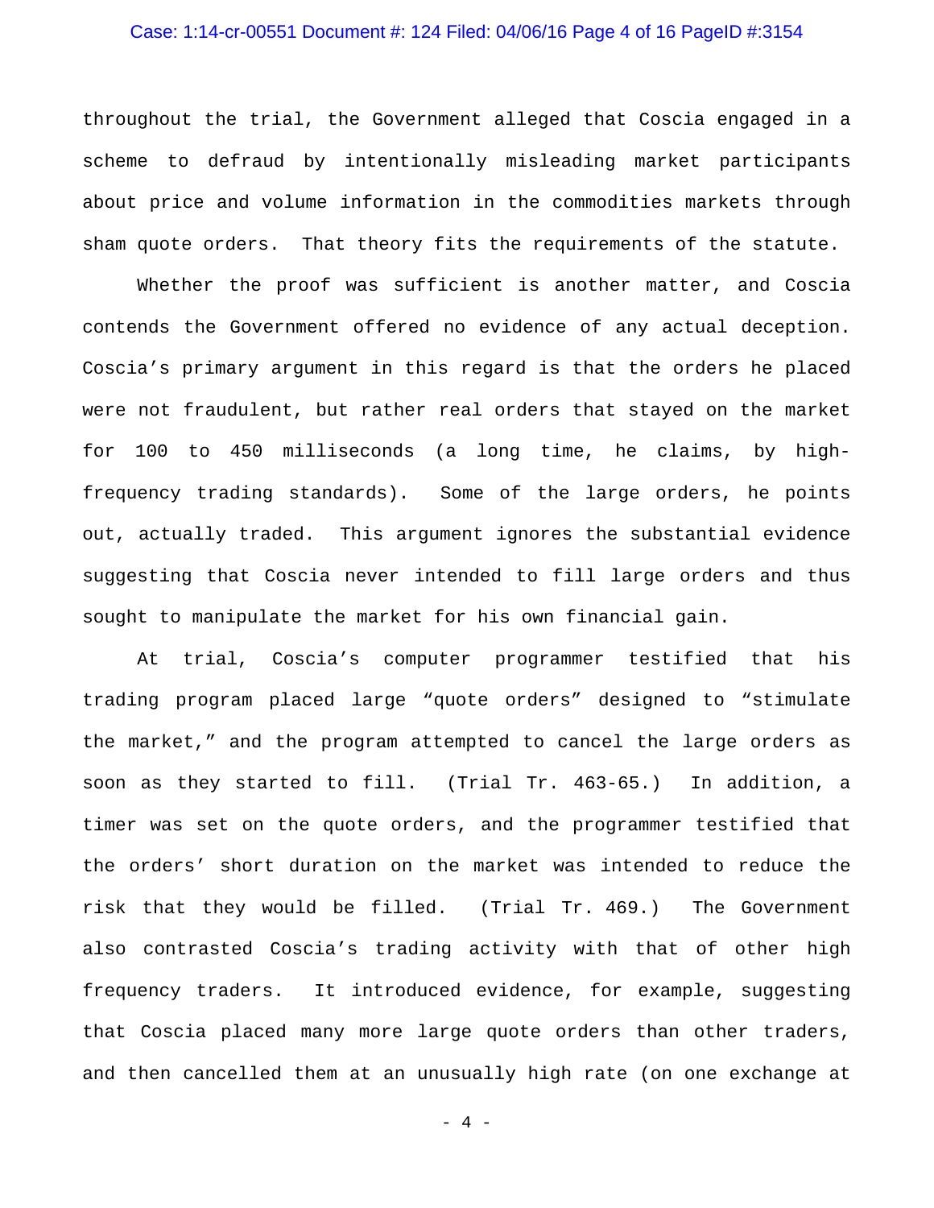throughout the trial, the Government alleged that Coscia engaged in a scheme to defraud by intentionally misleading market participants about price and volume information in the commodities markets through sham quote orders. That theory fits the requirements of the statute.

Whether the proof was sufficient is another matter, and Coscia contends the Government offered no evidence of any actual deception. Coscia's primary argument in this regard is that the orders he placed were not fraudulent, but rather real orders that stayed on the market for 100 to 450 milliseconds (a long time, he claims, by high-frequency trading standards). Some of the large orders, he points out, actually traded. This argument ignores the substantial evidence suggesting that Coscia never intended to fill large orders and thus sought to manipulate the market for his own financial gain.

At trial, Coscia's computer programmer testified that his trading program placed large "quote orders" designed to "stimulate the market," and the program attempted to cancel the large orders as soon as they started to fill. (Trial Tr. 463-65.) In addition, a timer was set on the quote orders, and the programmer testified that the orders' short duration on the market was intended to reduce the risk that they would be filled. (Trial Tr. 469.) The Government also contrasted Coscia's trading activity with that of other high frequency traders. It introduced evidence, for example, suggesting that Coscia placed many more large quote orders than other traders, and then cancelled them at an unusually high rate (on one exchange at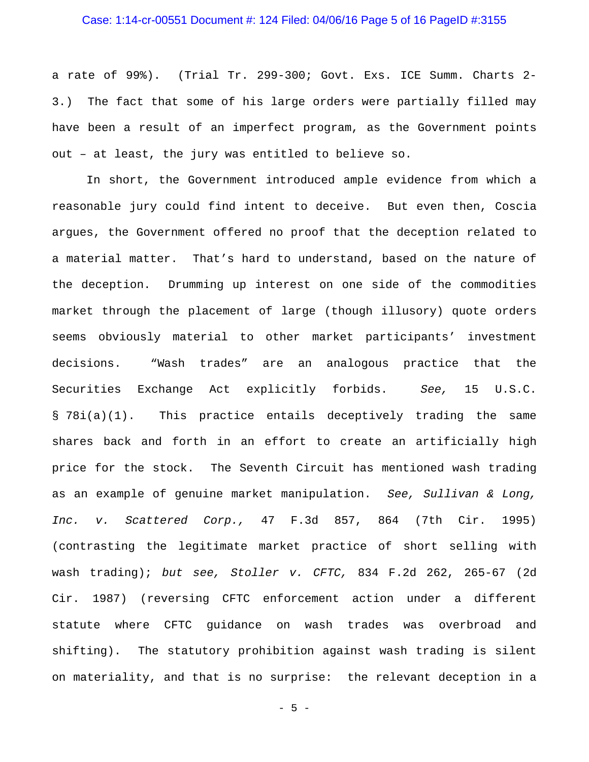a rate of 99%). (Trial Tr. 299-300; Govt. Exs. ICE Summ. Charts 2-3.) The fact that some of his large orders were partially filled may have been a result of an imperfect program, as the Government points out – at least, the jury was entitled to believe so.

In short, the Government introduced ample evidence from which a reasonable jury could find intent to deceive. But even then, Coscia argues, the Government offered no proof that the deception related to a material matter. That's hard to understand, based on the nature of the deception. Drumming up interest on one side of the commodities market through the placement of large (though illusory) quote orders seems obviously material to other market participants' investment decisions. "Wash trades" are an analogous practice that the Securities Exchange Act explicitly forbids. *See,* 15 U.S.C. § 78i(a)(1). This practice entails deceptively trading the same shares back and forth in an effort to create an artificially high price for the stock. The Seventh Circuit has mentioned wash trading as an example of genuine market manipulation. *See, Sullivan & Long, Inc. v. Scattered Corp.,* 47 F.3d 857, 864 (7th Cir. 1995) (contrasting the legitimate market practice of short selling with wash trading); *but see, Stoller v. CFTC,* 834 F.2d 262, 265-67 (2d Cir. 1987) (reversing CFTC enforcement action under a different statute where CFTC guidance on wash trades was overbroad and shifting). The statutory prohibition against wash trading is silent on materiality, and that is no surprise: the relevant deception in a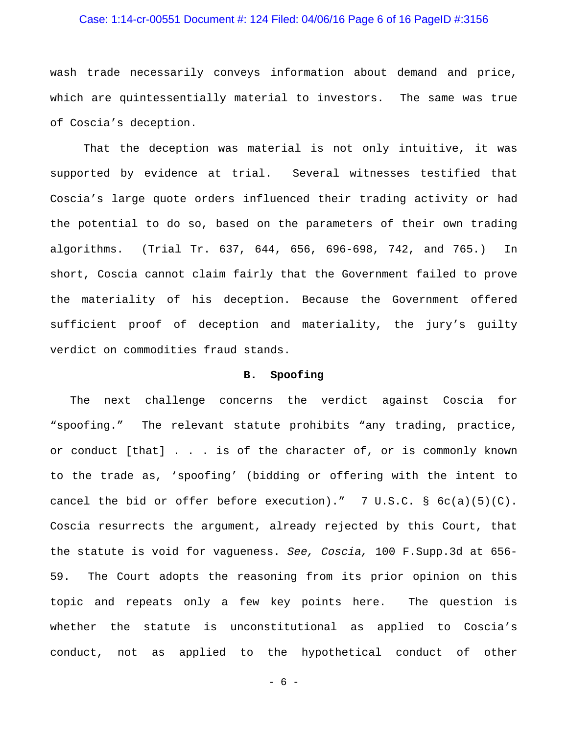wash trade necessarily conveys information about demand and price, which are quintessentially material to investors. The same was true of Coscia's deception.

That the deception was material is not only intuitive, it was supported by evidence at trial. Several witnesses testified that Coscia's large quote orders influenced their trading activity or had the potential to do so, based on the parameters of their own trading algorithms. (Trial Tr. 637, 644, 656, 696-698, 742, and 765.) In short, Coscia cannot claim fairly that the Government failed to prove the materiality of his deception. Because the Government offered sufficient proof of deception and materiality, the jury's guilty verdict on commodities fraud stands.

### B. Spoofing

The next challenge concerns the verdict against Coscia for "spoofing." The relevant statute prohibits "any trading, practice, or conduct [that] . . . is of the character of, or is commonly known to the trade as, 'spoofing' (bidding or offering with the intent to cancel the bid or offer before execution)." 7 U.S.C. § 6c(a)(5)(C). Coscia resurrects the argument, already rejected by this Court, that the statute is void for vagueness. *See, Coscia,* 100 F.Supp.3d at 656-59. The Court adopts the reasoning from its prior opinion on this topic and repeats only a few key points here. The question is whether the statute is unconstitutional as applied to Coscia's conduct, not as applied to the hypothetical conduct of other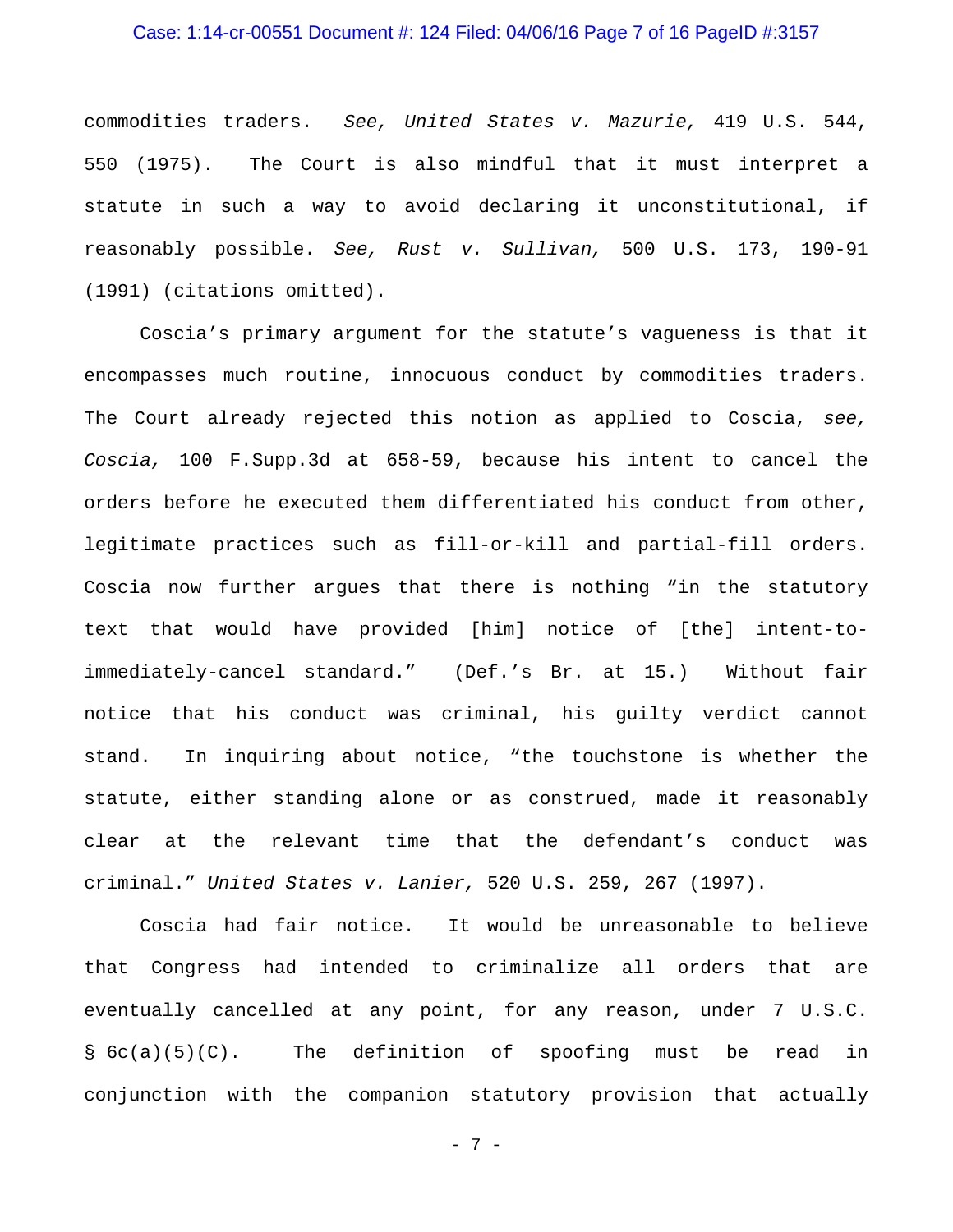commodities traders. *See, United States v. Mazurie,* 419 U.S. 544, 550 (1975). The Court is also mindful that it must interpret a statute in such a way to avoid declaring it unconstitutional, if reasonably possible. *See, Rust v. Sullivan,* 500 U.S. 173, 190-91 (1991) (citations omitted).

Coscia's primary argument for the statute's vagueness is that it encompasses much routine, innocuous conduct by commodities traders. The Court already rejected this notion as applied to Coscia, *see, Coscia,* 100 F.Supp.3d at 658-59, because his intent to cancel the orders before he executed them differentiated his conduct from other, legitimate practices such as fill-or-kill and partial-fill orders. Coscia now further argues that there is nothing "in the statutory text that would have provided [him] notice of [the] intent-to-immediately-cancel standard." (Def.'s Br. at 15.) Without fair notice that his conduct was criminal, his guilty verdict cannot stand. In inquiring about notice, "the touchstone is whether the statute, either standing alone or as construed, made it reasonably clear at the relevant time that the defendant's conduct was criminal." *United States v. Lanier,* 520 U.S. 259, 267 (1997).

Coscia had fair notice. It would be unreasonable to believe that Congress had intended to criminalize all orders that are eventually cancelled at any point, for any reason, under 7 U.S.C. § 6c(a)(5)(C). The definition of spoofing must be read in conjunction with the companion statutory provision that actually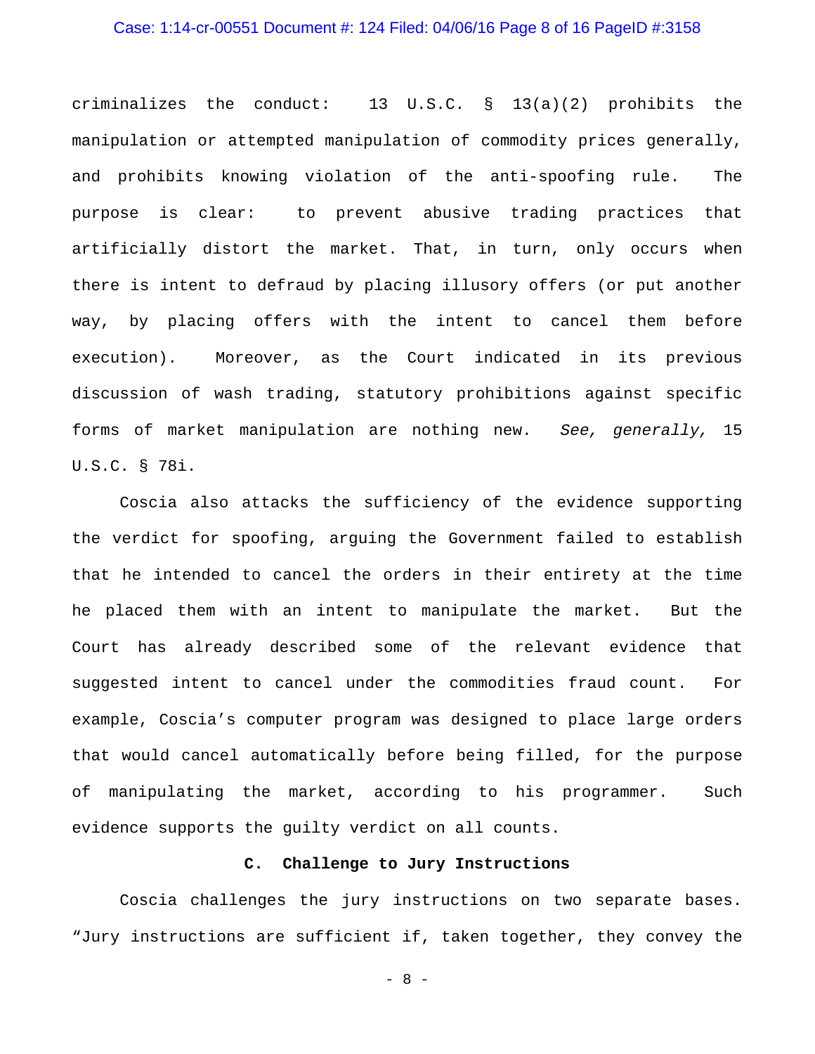criminalizes the conduct: 13 U.S.C. § 13(a)(2) prohibits the manipulation or attempted manipulation of commodity prices generally, and prohibits knowing violation of the anti-spoofing rule. The purpose is clear: to prevent abusive trading practices that artificially distort the market. That, in turn, only occurs when there is intent to defraud by placing illusory offers (or put another way, by placing offers with the intent to cancel them before execution). Moreover, as the Court indicated in its previous discussion of wash trading, statutory prohibitions against specific forms of market manipulation are nothing new. *See, generally,* 15 U.S.C. § 78i.

Coscia also attacks the sufficiency of the evidence supporting the verdict for spoofing, arguing the Government failed to establish that he intended to cancel the orders in their entirety at the time he placed them with an intent to manipulate the market. But the Court has already described some of the relevant evidence that suggested intent to cancel under the commodities fraud count. For example, Coscia's computer program was designed to place large orders that would cancel automatically before being filled, for the purpose of manipulating the market, according to his programmer. Such evidence supports the guilty verdict on all counts.

### C. Challenge to Jury Instructions

Coscia challenges the jury instructions on two separate bases. "Jury instructions are sufficient if, taken together, they convey the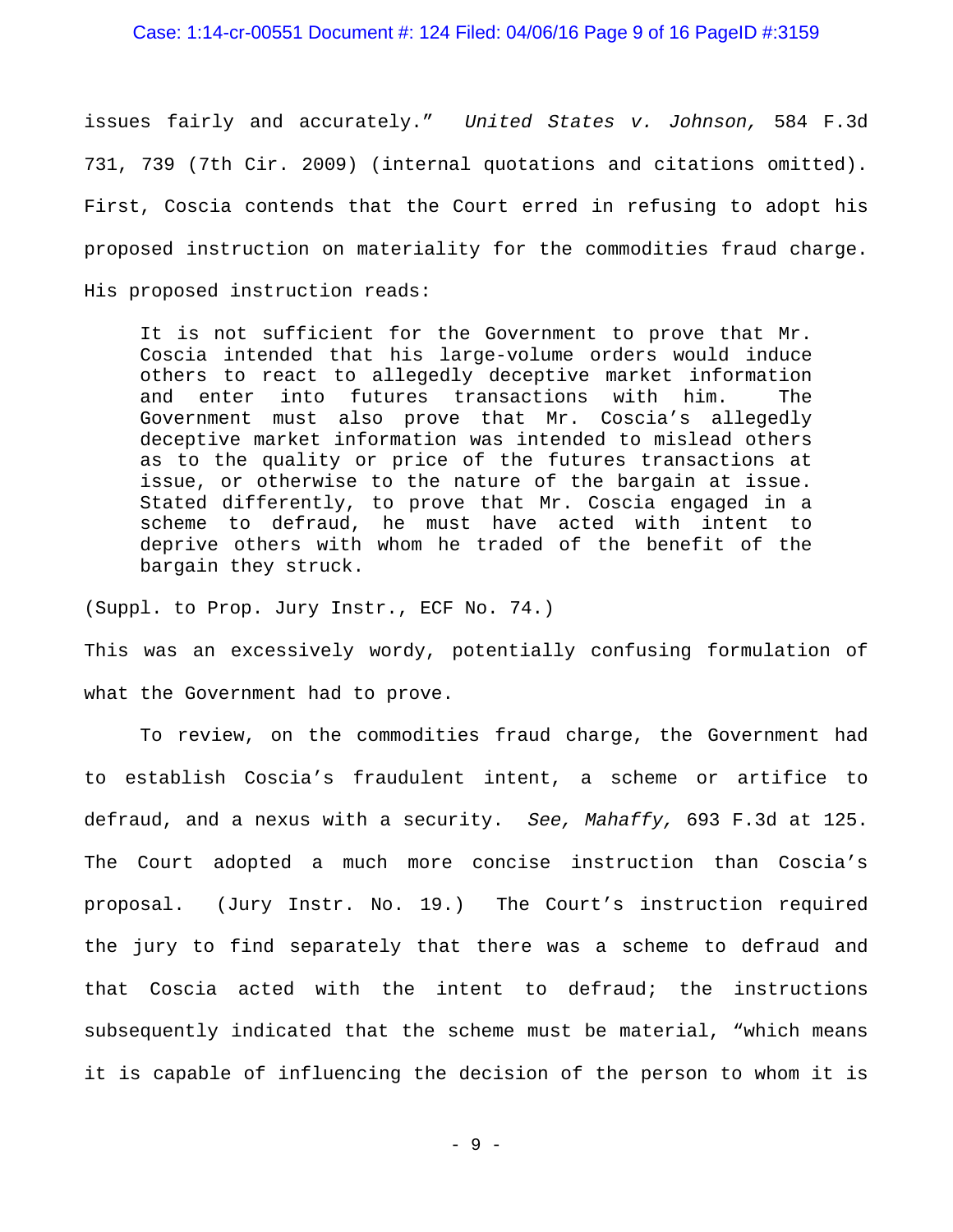issues fairly and accurately." *United States v. Johnson,* 584 F.3d 731, 739 (7th Cir. 2009) (internal quotations and citations omitted). First, Coscia contends that the Court erred in refusing to adopt his proposed instruction on materiality for the commodities fraud charge. His proposed instruction reads:

> It is not sufficient for the Government to prove that Mr. Coscia intended that his large-volume orders would induce others to react to allegedly deceptive market information and enter into futures transactions with him. The Government must also prove that Mr. Coscia's allegedly deceptive market information was intended to mislead others as to the quality or price of the futures transactions at issue, or otherwise to the nature of the bargain at issue. Stated differently, to prove that Mr. Coscia engaged in a scheme to defraud, he must have acted with intent to deprive others with whom he traded of the benefit of the bargain they struck.

(Suppl. to Prop. Jury Instr., ECF No. 74.)

This was an excessively wordy, potentially confusing formulation of what the Government had to prove.

To review, on the commodities fraud charge, the Government had to establish Coscia's fraudulent intent, a scheme or artifice to defraud, and a nexus with a security. *See, Mahaffy,* 693 F.3d at 125. The Court adopted a much more concise instruction than Coscia's proposal. (Jury Instr. No. 19.) The Court's instruction required the jury to find separately that there was a scheme to defraud and that Coscia acted with the intent to defraud; the instructions subsequently indicated that the scheme must be material, "which means it is capable of influencing the decision of the person to whom it is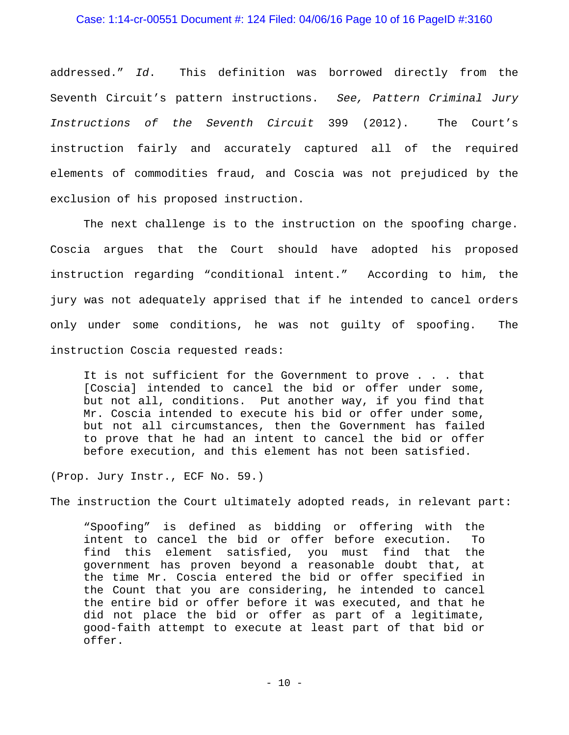addressed." *Id*. This definition was borrowed directly from the Seventh Circuit's pattern instructions. *See, Pattern Criminal Jury Instructions of the Seventh Circuit* 399 (2012). The Court's instruction fairly and accurately captured all of the required elements of commodities fraud, and Coscia was not prejudiced by the exclusion of his proposed instruction.

The next challenge is to the instruction on the spoofing charge. Coscia argues that the Court should have adopted his proposed instruction regarding "conditional intent." According to him, the jury was not adequately apprised that if he intended to cancel orders only under some conditions, he was not guilty of spoofing. The instruction Coscia requested reads:

> It is not sufficient for the Government to prove . . . that [Coscia] intended to cancel the bid or offer under some, but not all, conditions. Put another way, if you find that Mr. Coscia intended to execute his bid or offer under some, but not all circumstances, then the Government has failed to prove that he had an intent to cancel the bid or offer before execution, and this element has not been satisfied.

(Prop. Jury Instr., ECF No. 59.)

The instruction the Court ultimately adopted reads, in relevant part:

> "Spoofing" is defined as bidding or offering with the intent to cancel the bid or offer before execution. To find this element satisfied, you must find that the government has proven beyond a reasonable doubt that, at the time Mr. Coscia entered the bid or offer specified in the Count that you are considering, he intended to cancel the entire bid or offer before it was executed, and that he did not place the bid or offer as part of a legitimate, good-faith attempt to execute at least part of that bid or offer.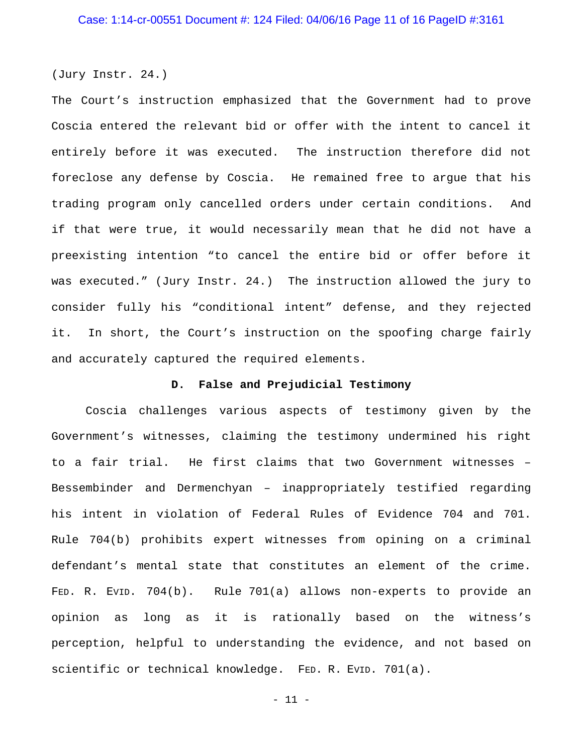(Jury Instr. 24.)

The Court's instruction emphasized that the Government had to prove Coscia entered the relevant bid or offer with the intent to cancel it entirely before it was executed. The instruction therefore did not foreclose any defense by Coscia. He remained free to argue that his trading program only cancelled orders under certain conditions. And if that were true, it would necessarily mean that he did not have a preexisting intention "to cancel the entire bid or offer before it was executed." (Jury Instr. 24.) The instruction allowed the jury to consider fully his "conditional intent" defense, and they rejected it. In short, the Court's instruction on the spoofing charge fairly and accurately captured the required elements.

### D. False and Prejudicial Testimony

Coscia challenges various aspects of testimony given by the Government's witnesses, claiming the testimony undermined his right to a fair trial. He first claims that two Government witnesses – Bessembinder and Dermenchyan – inappropriately testified regarding his intent in violation of Federal Rules of Evidence 704 and 701. Rule 704(b) prohibits expert witnesses from opining on a criminal defendant's mental state that constitutes an element of the crime. FED. R. EVID. 704(b). Rule 701(a) allows non-experts to provide an opinion as long as it is rationally based on the witness's perception, helpful to understanding the evidence, and not based on scientific or technical knowledge. FED. R. EVID. 701(a).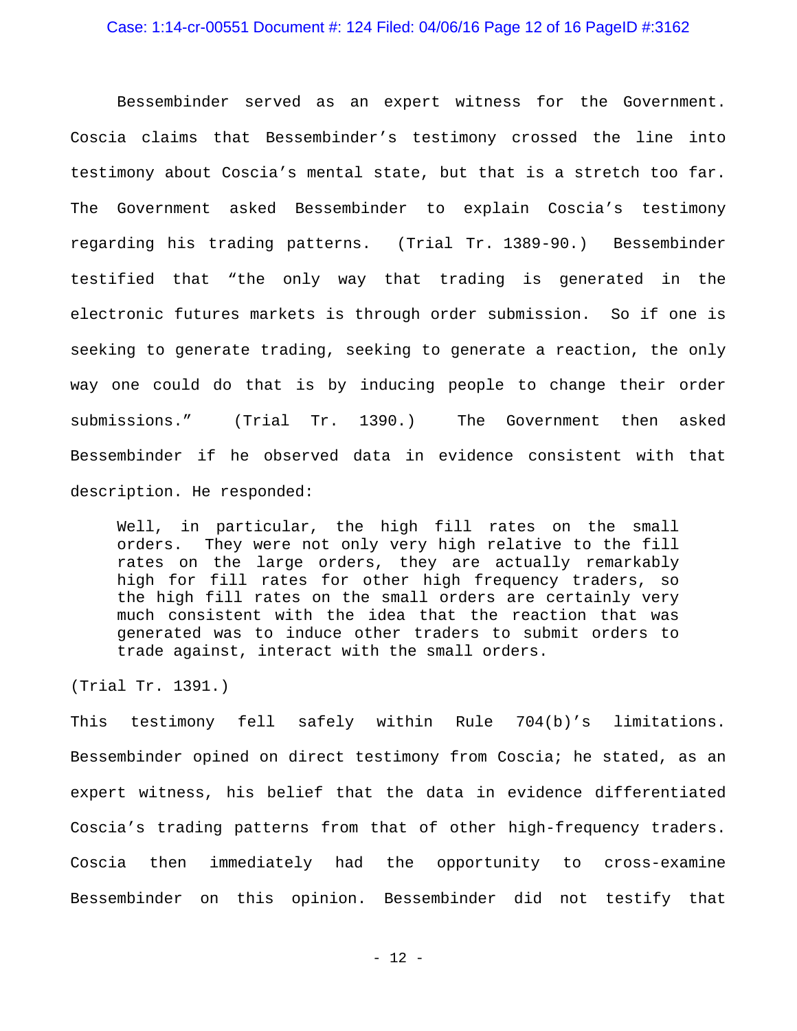Bessembinder served as an expert witness for the Government. Coscia claims that Bessembinder's testimony crossed the line into testimony about Coscia's mental state, but that is a stretch too far. The Government asked Bessembinder to explain Coscia's testimony regarding his trading patterns. (Trial Tr. 1389-90.) Bessembinder testified that "the only way that trading is generated in the electronic futures markets is through order submission. So if one is seeking to generate trading, seeking to generate a reaction, the only way one could do that is by inducing people to change their order submissions." (Trial Tr. 1390.) The Government then asked Bessembinder if he observed data in evidence consistent with that description. He responded:

> Well, in particular, the high fill rates on the small orders. They were not only very high relative to the fill rates on the large orders, they are actually remarkably high for fill rates for other high frequency traders, so the high fill rates on the small orders are certainly very much consistent with the idea that the reaction that was generated was to induce other traders to submit orders to trade against, interact with the small orders.

(Trial Tr. 1391.)

This testimony fell safely within Rule 704(b)'s limitations. Bessembinder opined on direct testimony from Coscia; he stated, as an expert witness, his belief that the data in evidence differentiated Coscia's trading patterns from that of other high-frequency traders. Coscia then immediately had the opportunity to cross-examine Bessembinder on this opinion. Bessembinder did not testify that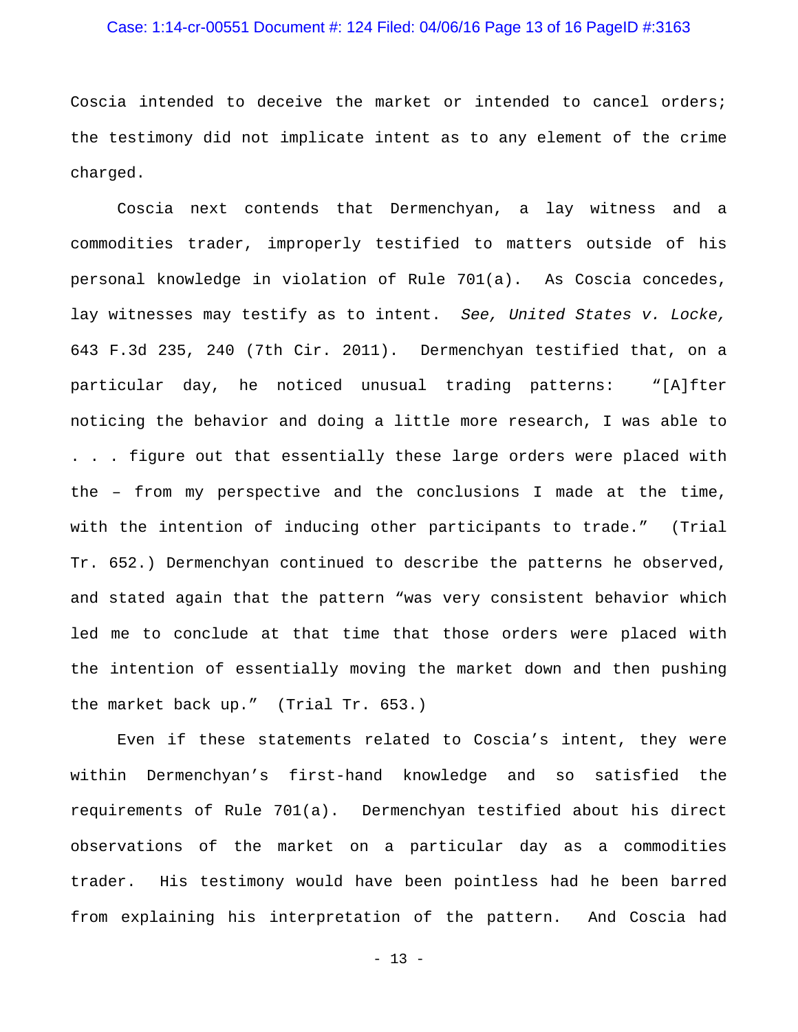Coscia intended to deceive the market or intended to cancel orders; the testimony did not implicate intent as to any element of the crime charged.

Coscia next contends that Dermenchyan, a lay witness and a commodities trader, improperly testified to matters outside of his personal knowledge in violation of Rule 701(a). As Coscia concedes, lay witnesses may testify as to intent. *See, United States v. Locke,* 643 F.3d 235, 240 (7th Cir. 2011). Dermenchyan testified that, on a particular day, he noticed unusual trading patterns: "[A]fter noticing the behavior and doing a little more research, I was able to . . . figure out that essentially these large orders were placed with the – from my perspective and the conclusions I made at the time, with the intention of inducing other participants to trade." (Trial Tr. 652.) Dermenchyan continued to describe the patterns he observed, and stated again that the pattern "was very consistent behavior which led me to conclude at that time that those orders were placed with the intention of essentially moving the market down and then pushing the market back up." (Trial Tr. 653.)

Even if these statements related to Coscia's intent, they were within Dermenchyan's first-hand knowledge and so satisfied the requirements of Rule 701(a). Dermenchyan testified about his direct observations of the market on a particular day as a commodities trader. His testimony would have been pointless had he been barred from explaining his interpretation of the pattern. And Coscia had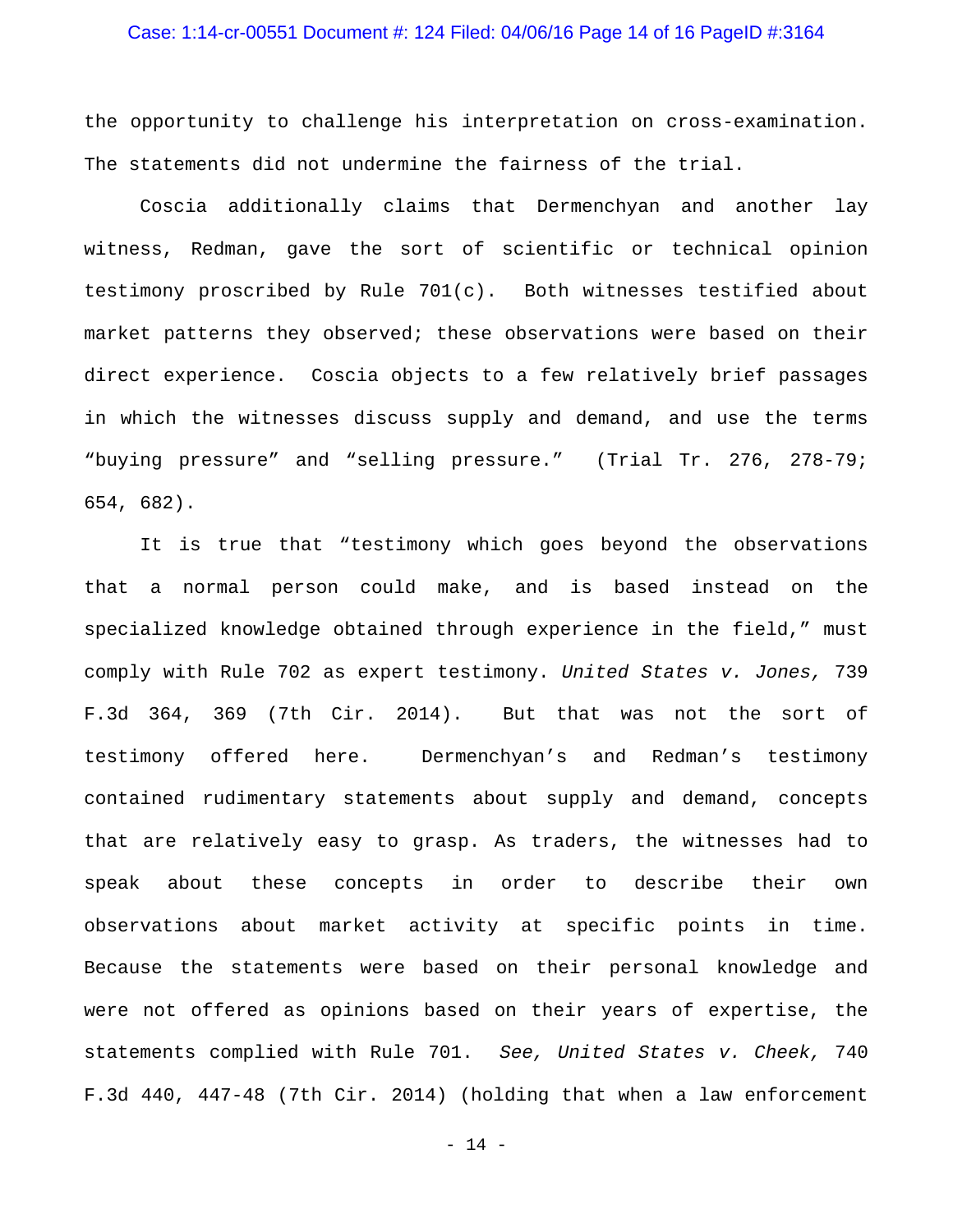the opportunity to challenge his interpretation on cross-examination. The statements did not undermine the fairness of the trial.

Coscia additionally claims that Dermenchyan and another lay witness, Redman, gave the sort of scientific or technical opinion testimony proscribed by Rule 701(c). Both witnesses testified about market patterns they observed; these observations were based on their direct experience. Coscia objects to a few relatively brief passages in which the witnesses discuss supply and demand, and use the terms "buying pressure" and "selling pressure." (Trial Tr. 276, 278-79; 654, 682).

It is true that "testimony which goes beyond the observations that a normal person could make, and is based instead on the specialized knowledge obtained through experience in the field," must comply with Rule 702 as expert testimony. *United States v. Jones,* 739 F.3d 364, 369 (7th Cir. 2014). But that was not the sort of testimony offered here. Dermenchyan's and Redman's testimony contained rudimentary statements about supply and demand, concepts that are relatively easy to grasp. As traders, the witnesses had to speak about these concepts in order to describe their own observations about market activity at specific points in time. Because the statements were based on their personal knowledge and were not offered as opinions based on their years of expertise, the statements complied with Rule 701. *See, United States v. Cheek,* 740 F.3d 440, 447-48 (7th Cir. 2014) (holding that when a law enforcement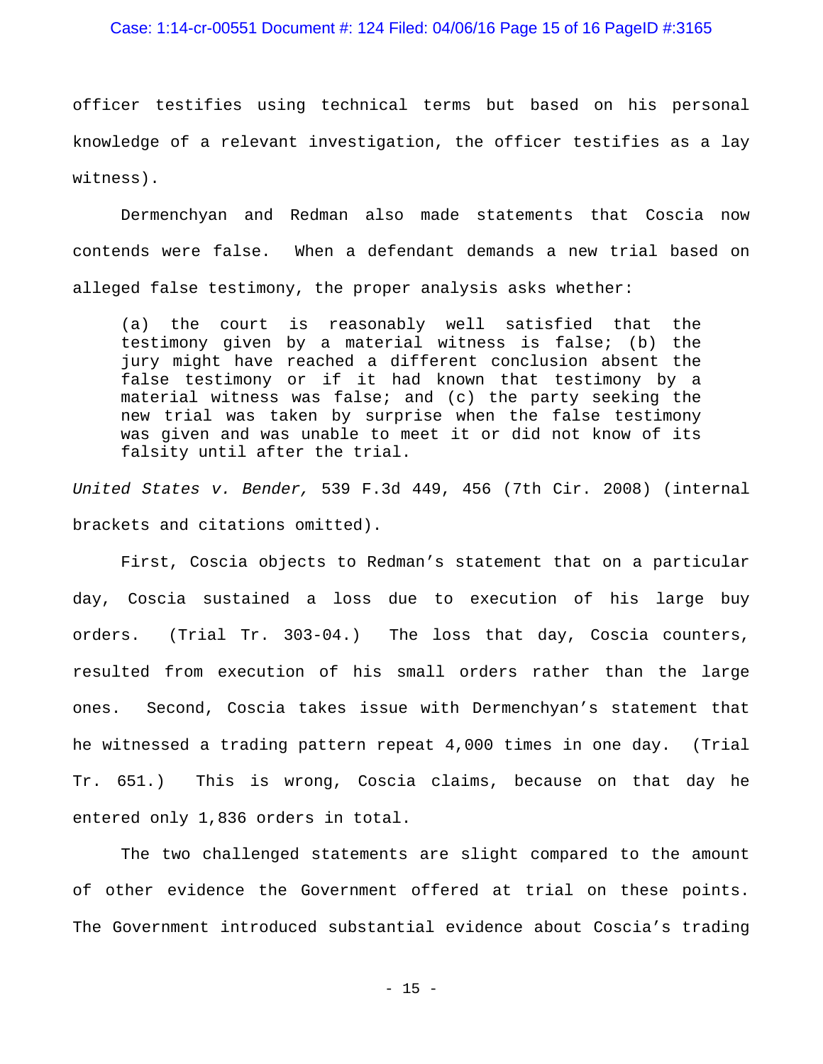officer testifies using technical terms but based on his personal knowledge of a relevant investigation, the officer testifies as a lay witness).

Dermenchyan and Redman also made statements that Coscia now contends were false. When a defendant demands a new trial based on alleged false testimony, the proper analysis asks whether:

> (a) the court is reasonably well satisfied that the testimony given by a material witness is false; (b) the jury might have reached a different conclusion absent the false testimony or if it had known that testimony by a material witness was false; and (c) the party seeking the new trial was taken by surprise when the false testimony was given and was unable to meet it or did not know of its falsity until after the trial.

*United States v. Bender,* 539 F.3d 449, 456 (7th Cir. 2008) (internal brackets and citations omitted).

First, Coscia objects to Redman's statement that on a particular day, Coscia sustained a loss due to execution of his large buy orders. (Trial Tr. 303-04.) The loss that day, Coscia counters, resulted from execution of his small orders rather than the large ones. Second, Coscia takes issue with Dermenchyan's statement that he witnessed a trading pattern repeat 4,000 times in one day. (Trial Tr. 651.) This is wrong, Coscia claims, because on that day he entered only 1,836 orders in total.

The two challenged statements are slight compared to the amount of other evidence the Government offered at trial on these points. The Government introduced substantial evidence about Coscia's trading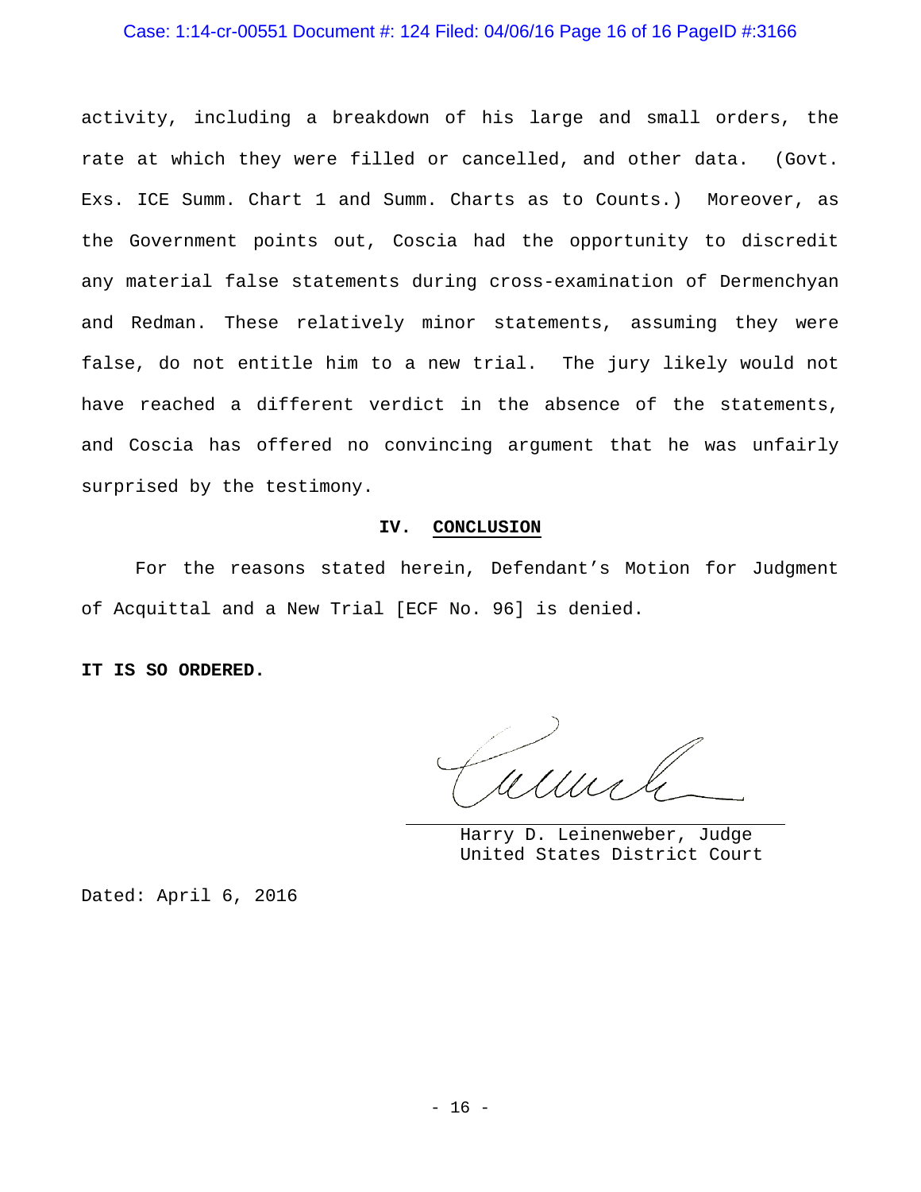activity, including a breakdown of his large and small orders, the rate at which they were filled or cancelled, and other data. (Govt. Exs. ICE Summ. Chart 1 and Summ. Charts as to Counts.) Moreover, as the Government points out, Coscia had the opportunity to discredit any material false statements during cross-examination of Dermenchyan and Redman. These relatively minor statements, assuming they were false, do not entitle him to a new trial. The jury likely would not have reached a different verdict in the absence of the statements, and Coscia has offered no convincing argument that he was unfairly surprised by the testimony.

## IV. CONCLUSION

For the reasons stated herein, Defendant's Motion for Judgment of Acquittal and a New Trial [ECF No. 96] is denied.

**IT IS SO ORDERED.**

Harry D. Leinenweber, Judge
United States District Court

Dated: April 6, 2016